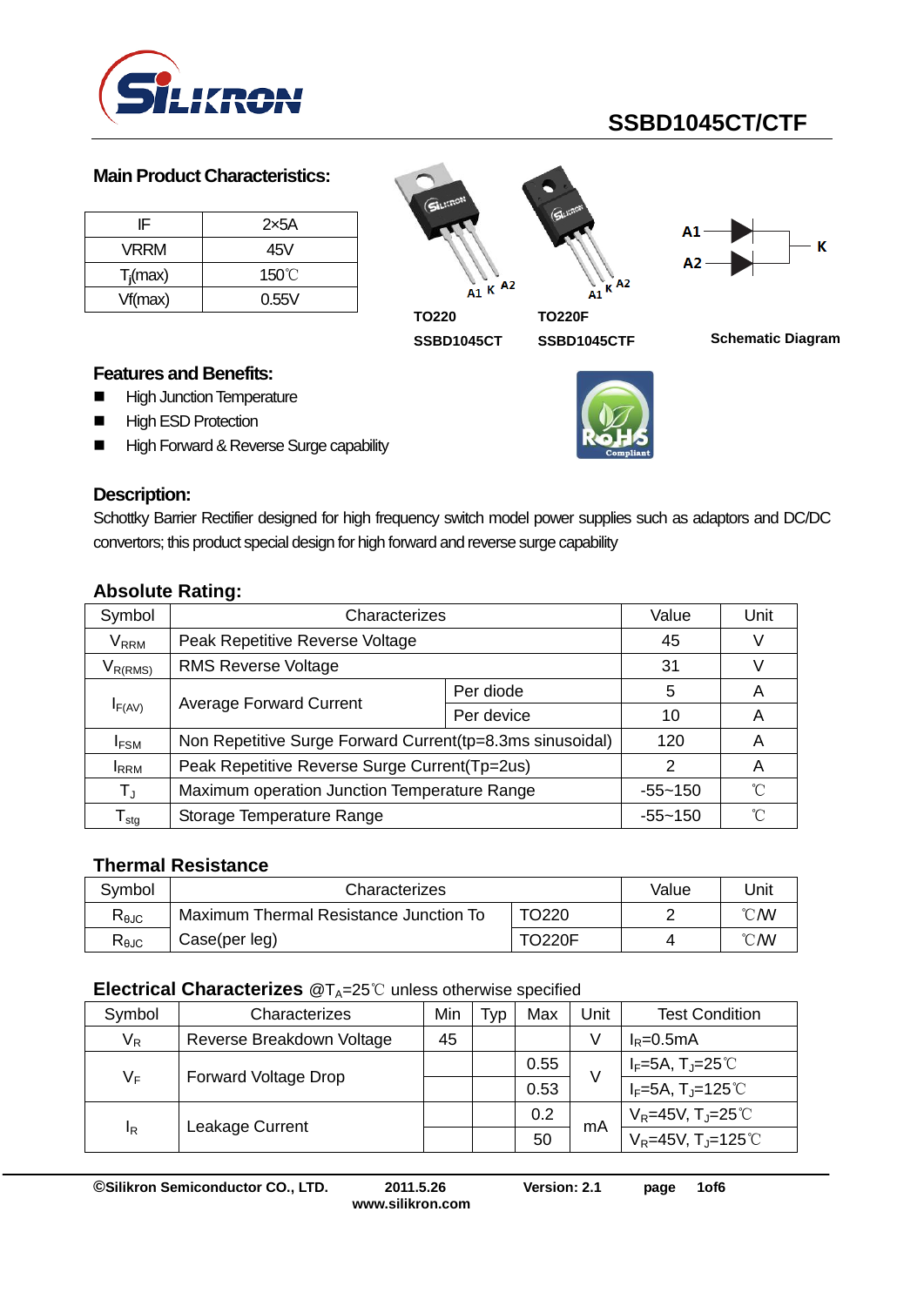# SSBD1045CT/CTF

## Main Product Characteristics:

| | |
|---|---|
| IF | 2×5A |
| VRRM | 45V |
| $T_j$(max) | 150℃ |
| Vf(max) | 0.55V |

TO220 SSBD1045CT

TO220F SSBD1045CTF

Schematic Diagram

## Features and Benefits:

- High Junction Temperature
- High ESD Protection
- High Forward & Reverse Surge capability

## Description:

Schottky Barrier Rectifier designed for high frequency switch model power supplies such as adaptors and DC/DC convertors; this product special design for high forward and reverse surge capability

## Absolute Rating:

| Symbol | Characterizes | | Value | Unit |
|---|---|---|---|---|
| $V_{RRM}$ | Peak Repetitive Reverse Voltage | | 45 | V |
| $V_{R(RMS)}$ | RMS Reverse Voltage | | 31 | V |
| $I_{F(AV)}$ | Average Forward Current | Per diode | 5 | A |
| | | Per device | 10 | A |
| $I_{FSM}$ | Non Repetitive Surge Forward Current(tp=8.3ms sinusoidal) | | 120 | A |
| $I_{RRM}$ | Peak Repetitive Reverse Surge Current(Tp=2us) | | 2 | A |
| $T_J$ | Maximum operation Junction Temperature Range | | -55~150 | ℃ |
| $T_{stg}$ | Storage Temperature Range | | -55~150 | ℃ |

## Thermal Resistance

| Symbol | Characterizes | | Value | Unit |
|---|---|---|---|---|
| $R_{\theta JC}$ | Maximum Thermal Resistance Junction To Case(per leg) | TO220 | 2 | ℃/W |
| $R_{\theta JC}$ | | TO220F | 4 | ℃/W |

## Electrical Characterizes @$T_A$=25℃ unless otherwise specified

| Symbol | Characterizes | Min | Typ | Max | Unit | Test Condition |
|---|---|---|---|---|---|---|
| $V_R$ | Reverse Breakdown Voltage | 45 | | | V | $I_R$=0.5mA |
| $V_F$ | Forward Voltage Drop | | | 0.55 | V | $I_F$=5A, $T_J$=25℃ |
| | | | | 0.53 | | $I_F$=5A, $T_J$=125℃ |
| $I_R$ | Leakage Current | | | 0.2 | mA | $V_R$=45V, $T_J$=25℃ |
| | | | | 50 | | $V_R$=45V, $T_J$=125℃ |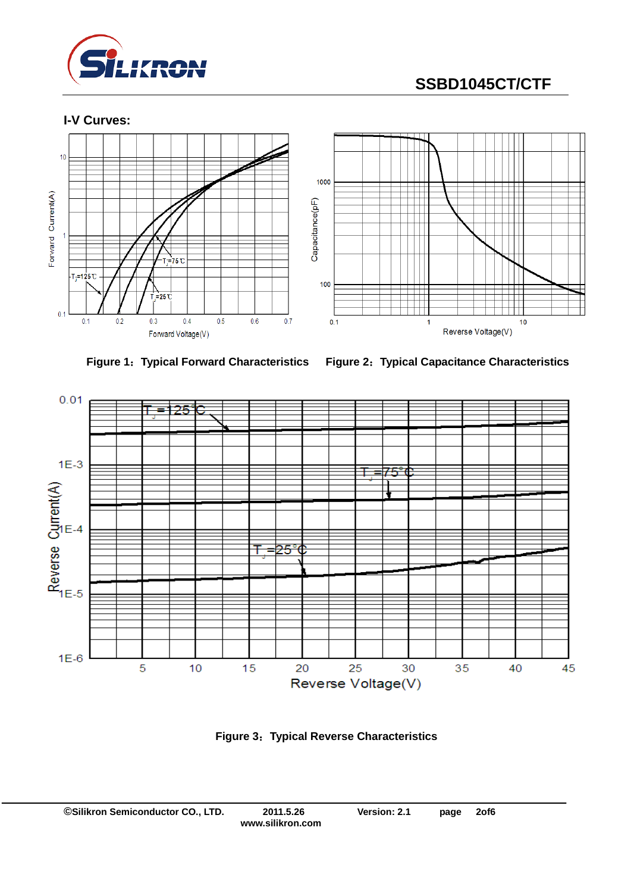## I-V Curves:

Figure 1：Typical Forward Characteristics

Figure 2：Typical Capacitance Characteristics

Figure 3：Typical Reverse Characteristics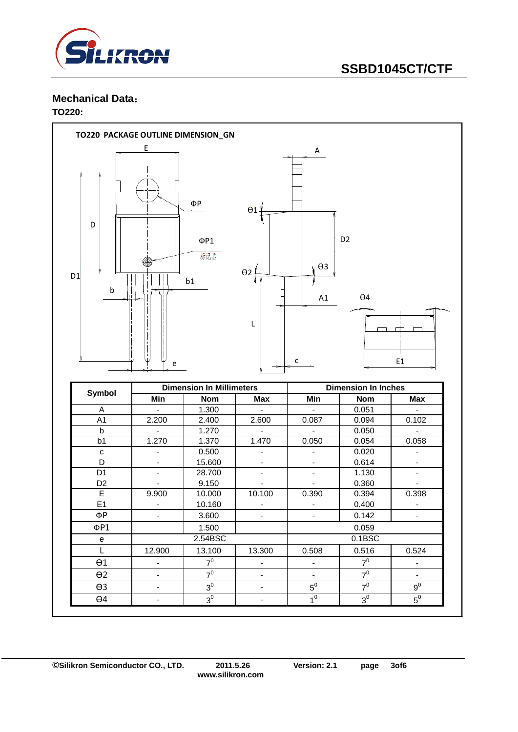## Mechanical Data：

### TO220:

TO220 PACKAGE OUTLINE DIMENSION_GN

| Symbol | Dimension In Millimeters | | | Dimension In Inches | | |
|---|---|---|---|---|---|---|
| | Min | Nom | Max | Min | Nom | Max |
| A | - | 1.300 | - | - | 0.051 | - |
| A1 | 2.200 | 2.400 | 2.600 | 0.087 | 0.094 | 0.102 |
| b | - | 1.270 | - | - | 0.050 | - |
| b1 | 1.270 | 1.370 | 1.470 | 0.050 | 0.054 | 0.058 |
| c | - | 0.500 | - | - | 0.020 | - |
| D | - | 15.600 | - | - | 0.614 | - |
| D1 | - | 28.700 | - | - | 1.130 | - |
| D2 | - | 9.150 | - | - | 0.360 | - |
| E | 9.900 | 10.000 | 10.100 | 0.390 | 0.394 | 0.398 |
| E1 | - | 10.160 | - | - | 0.400 | - |
| ΦP | - | 3.600 | - | - | 0.142 | - |
| ΦP1 | | 1.500 | | | 0.059 | |
| e | | 2.54BSC | | | 0.1BSC | |
| L | 12.900 | 13.100 | 13.300 | 0.508 | 0.516 | 0.524 |
| Θ1 | - | $7^0$ | - | - | $7^0$ | - |
| Θ2 | - | $7^0$ | - | - | $7^0$ | - |
| Θ3 | - | $3^0$ | - | $5^0$ | $7^0$ | $9^0$ |
| Θ4 | - | $3^0$ | - | $1^0$ | $3^0$ | $5^0$ |

©Silikron Semiconductor CO., LTD. 2011.5.26 Version: 2.1
www.silikron.com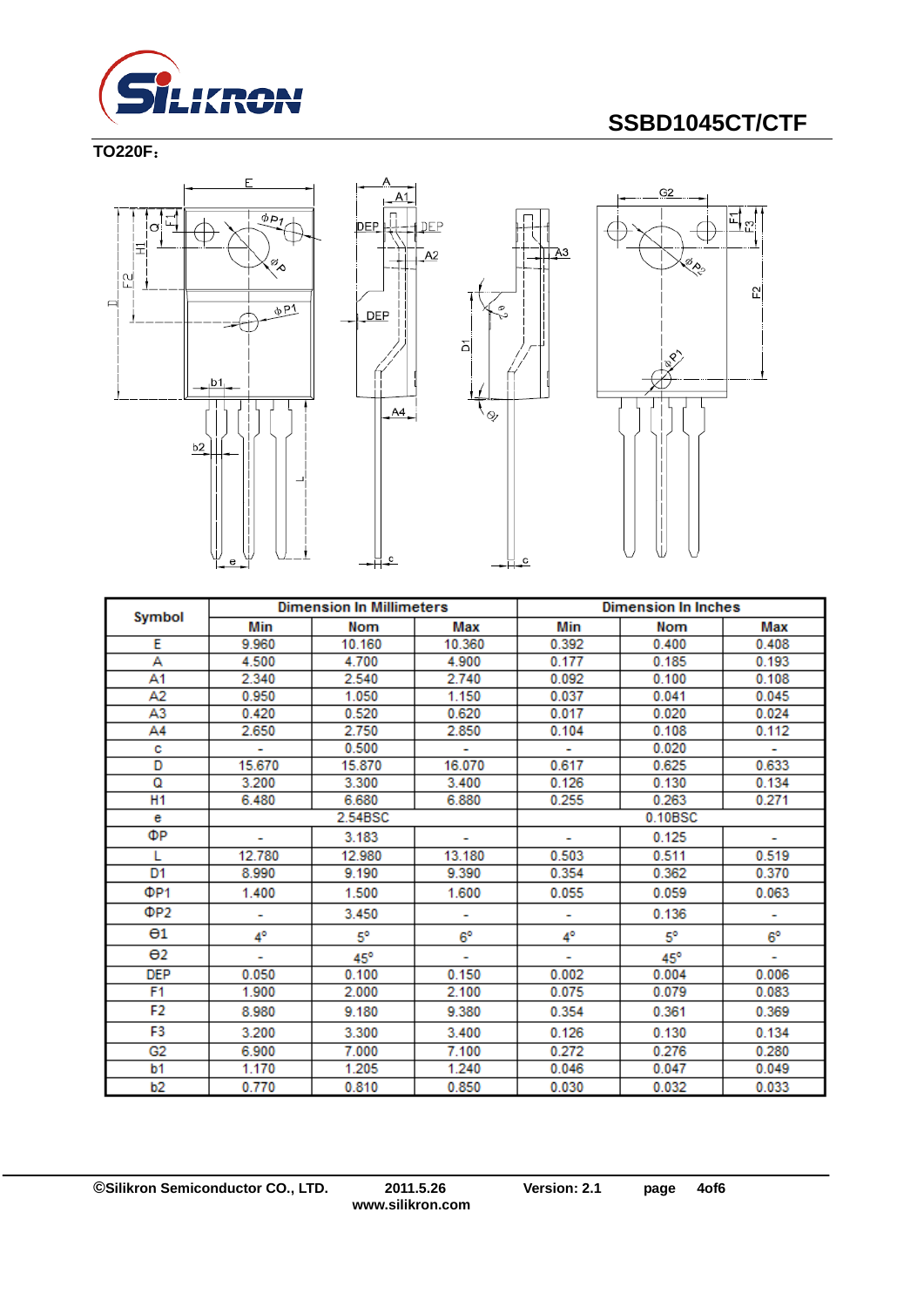**TO220F：**

| Symbol | Dimension In Millimeters | | | Dimension In Inches | | |
|---|---|---|---|---|---|---|
| | Min | Nom | Max | Min | Nom | Max |
| E | 9.960 | 10.160 | 10.360 | 0.392 | 0.400 | 0.408 |
| A | 4.500 | 4.700 | 4.900 | 0.177 | 0.185 | 0.193 |
| A1 | 2.340 | 2.540 | 2.740 | 0.092 | 0.100 | 0.108 |
| A2 | 0.950 | 1.050 | 1.150 | 0.037 | 0.041 | 0.045 |
| A3 | 0.420 | 0.520 | 0.620 | 0.017 | 0.020 | 0.024 |
| A4 | 2.650 | 2.750 | 2.850 | 0.104 | 0.108 | 0.112 |
| c | - | 0.500 | - | - | 0.020 | - |
| D | 15.670 | 15.870 | 16.070 | 0.617 | 0.625 | 0.633 |
| Q | 3.200 | 3.300 | 3.400 | 0.126 | 0.130 | 0.134 |
| H1 | 6.480 | 6.680 | 6.880 | 0.255 | 0.263 | 0.271 |
| e | | 2.54BSC | | | 0.10BSC | |
| ΦP | - | 3.183 | - | - | 0.125 | - |
| L | 12.780 | 12.980 | 13.180 | 0.503 | 0.511 | 0.519 |
| D1 | 8.990 | 9.190 | 9.390 | 0.354 | 0.362 | 0.370 |
| ΦP1 | 1.400 | 1.500 | 1.600 | 0.055 | 0.059 | 0.063 |
| ΦP2 | - | 3.450 | - | - | 0.136 | - |
| Θ1 | 4° | 5° | 6° | 4° | 5° | 6° |
| Θ2 | - | 45° | - | - | 45° | - |
| DEP | 0.050 | 0.100 | 0.150 | 0.002 | 0.004 | 0.006 |
| F1 | 1.900 | 2.000 | 2.100 | 0.075 | 0.079 | 0.083 |
| F2 | 8.980 | 9.180 | 9.380 | 0.354 | 0.361 | 0.369 |
| F3 | 3.200 | 3.300 | 3.400 | 0.126 | 0.130 | 0.134 |
| G2 | 6.900 | 7.000 | 7.100 | 0.272 | 0.276 | 0.280 |
| b1 | 1.170 | 1.205 | 1.240 | 0.046 | 0.047 | 0.049 |
| b2 | 0.770 | 0.810 | 0.850 | 0.030 | 0.032 | 0.033 |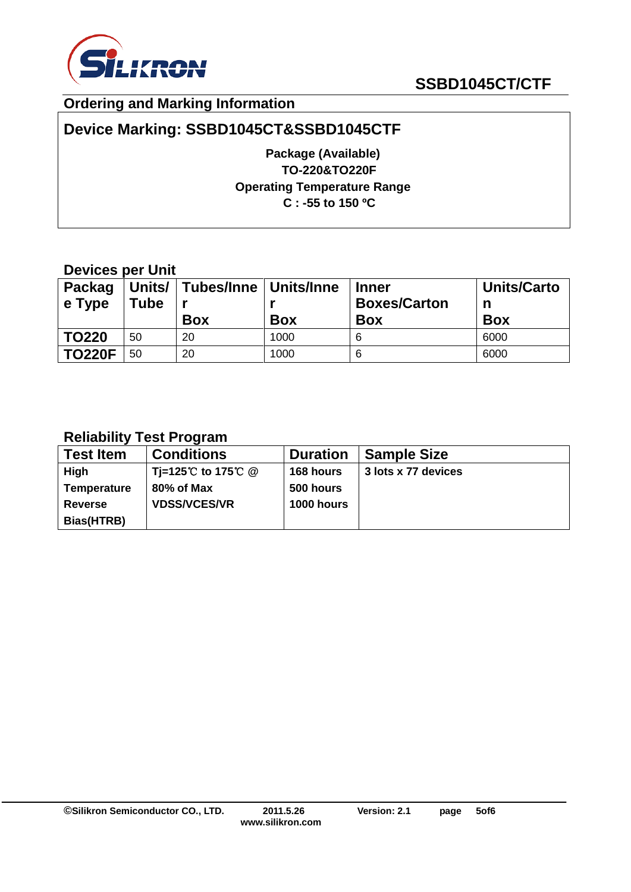## Ordering and Marking Information

### Device Marking: SSBD1045CT&SSBD1045CTF

**Package (Available)**
**TO-220&TO220F**
**Operating Temperature Range**
**C : -55 to 150 ºC**

### Devices per Unit

| Package Type | Units/ Tube | Tubes/Inner Box | Units/Inner Box | Inner Boxes/Carton Box | Units/Carton Box |
|---|---|---|---|---|---|
| TO220 | 50 | 20 | 1000 | 6 | 6000 |
| TO220F | 50 | 20 | 1000 | 6 | 6000 |

### Reliability Test Program

| Test Item | Conditions | Duration | Sample Size |
|---|---|---|---|
| High Temperature Reverse Bias(HTRB) | Tj=125℃ to 175℃ @ 80% of Max VDSS/VCES/VR | 168 hours<br>500 hours<br>1000 hours | 3 lots x 77 devices |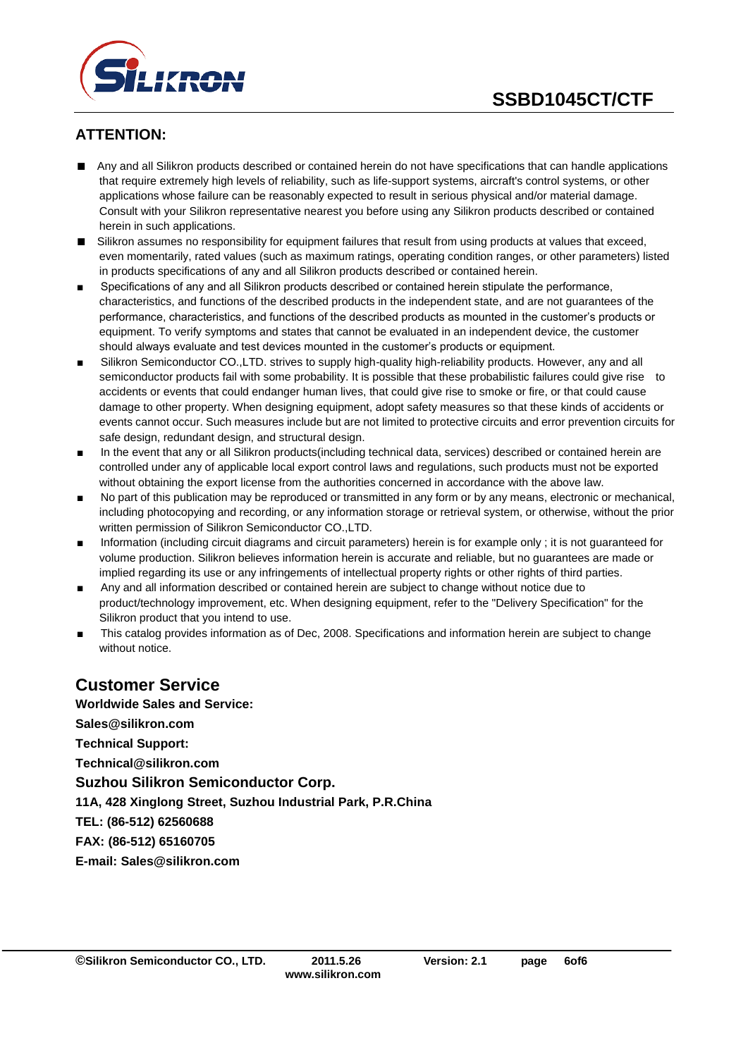## ATTENTION:

- Any and all Silikron products described or contained herein do not have specifications that can handle applications that require extremely high levels of reliability, such as life-support systems, aircraft's control systems, or other applications whose failure can be reasonably expected to result in serious physical and/or material damage. Consult with your Silikron representative nearest you before using any Silikron products described or contained herein in such applications.
- Silikron assumes no responsibility for equipment failures that result from using products at values that exceed, even momentarily, rated values (such as maximum ratings, operating condition ranges, or other parameters) listed in products specifications of any and all Silikron products described or contained herein.
- Specifications of any and all Silikron products described or contained herein stipulate the performance, characteristics, and functions of the described products in the independent state, and are not guarantees of the performance, characteristics, and functions of the described products as mounted in the customer's products or equipment. To verify symptoms and states that cannot be evaluated in an independent device, the customer should always evaluate and test devices mounted in the customer's products or equipment.
- Silikron Semiconductor CO.,LTD. strives to supply high-quality high-reliability products. However, any and all semiconductor products fail with some probability. It is possible that these probabilistic failures could give rise to accidents or events that could endanger human lives, that could give rise to smoke or fire, or that could cause damage to other property. When designing equipment, adopt safety measures so that these kinds of accidents or events cannot occur. Such measures include but are not limited to protective circuits and error prevention circuits for safe design, redundant design, and structural design.
- In the event that any or all Silikron products(including technical data, services) described or contained herein are controlled under any of applicable local export control laws and regulations, such products must not be exported without obtaining the export license from the authorities concerned in accordance with the above law.
- No part of this publication may be reproduced or transmitted in any form or by any means, electronic or mechanical, including photocopying and recording, or any information storage or retrieval system, or otherwise, without the prior written permission of Silikron Semiconductor CO.,LTD.
- Information (including circuit diagrams and circuit parameters) herein is for example only ; it is not guaranteed for volume production. Silikron believes information herein is accurate and reliable, but no guarantees are made or implied regarding its use or any infringements of intellectual property rights or other rights of third parties.
- Any and all information described or contained herein are subject to change without notice due to product/technology improvement, etc. When designing equipment, refer to the "Delivery Specification" for the Silikron product that you intend to use.
- This catalog provides information as of Dec, 2008. Specifications and information herein are subject to change without notice.

## Customer Service

**Worldwide Sales and Service:**

**Sales@silikron.com**

**Technical Support:**

**Technical@silikron.com**

### Suzhou Silikron Semiconductor Corp.

**11A, 428 Xinglong Street, Suzhou Industrial Park, P.R.China**

**TEL: (86-512) 62560688**

**FAX: (86-512) 65160705**

**E-mail: Sales@silikron.com**